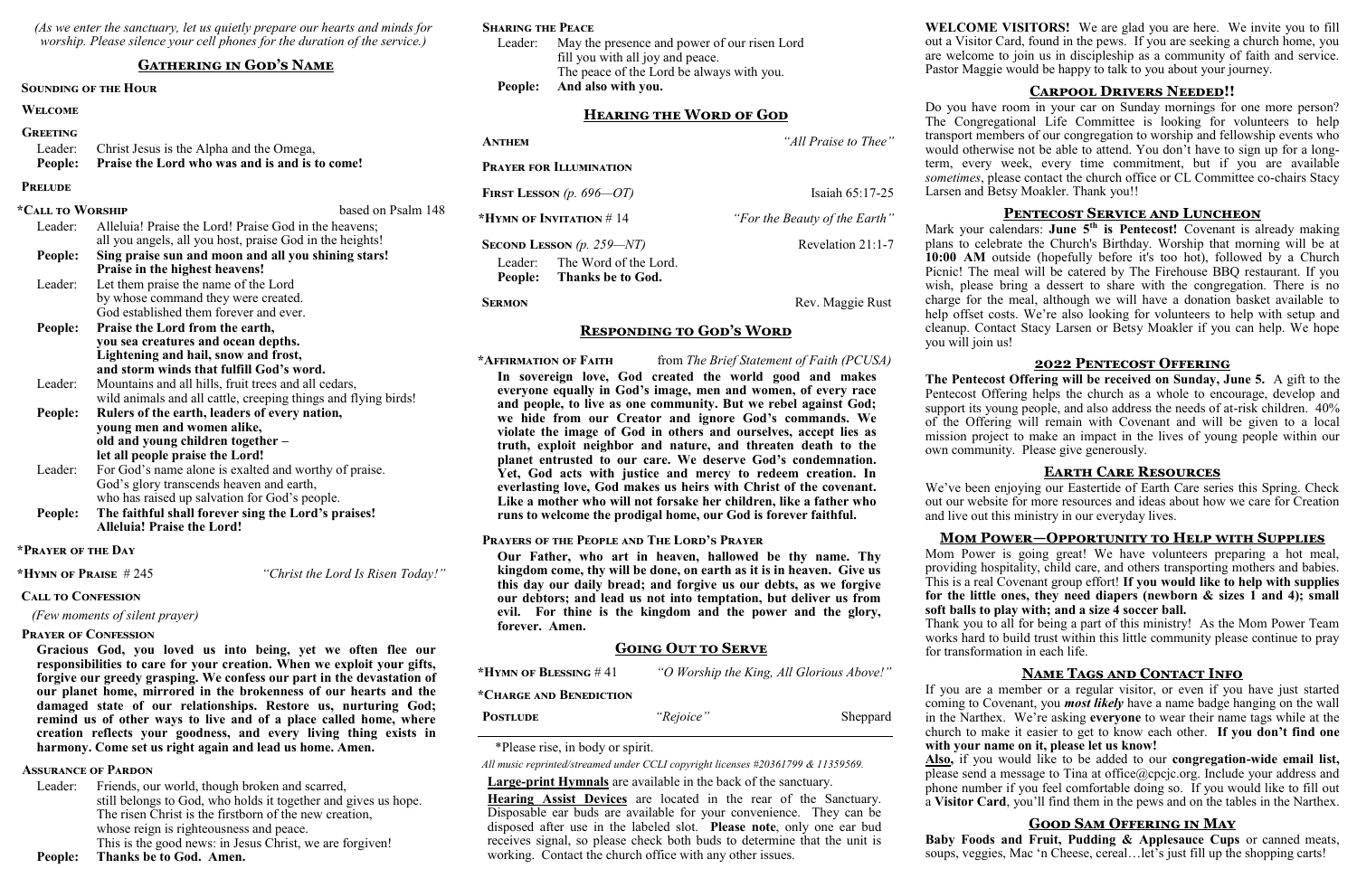*(As we enter the sanctuary, let us quietly prepare our hearts and minds for worship. Please silence your cell phones for the duration of the service.)*

## Gathering in God's Name

**Sounding of the Hour**

**Welcome**

**Greeting**

Leader: Christ Jesus is the Alpha and the Omega,
**People: Praise the Lord who was and is and is to come!**

**Prelude**

**\*Call to Worship** — based on Psalm 148

Leader: Alleluia! Praise the Lord! Praise God in the heavens; all you angels, all you host, praise God in the heights!
**People: Sing praise sun and moon and all you shining stars! Praise in the highest heavens!**
Leader: Let them praise the name of the Lord by whose command they were created. God established them forever and ever.
**People: Praise the Lord from the earth, you sea creatures and ocean depths. Lightening and hail, snow and frost, and storm winds that fulfill God's word.**
Leader: Mountains and all hills, fruit trees and all cedars, wild animals and all cattle, creeping things and flying birds!
**People: Rulers of the earth, leaders of every nation, young men and women alike, old and young children together – let all people praise the Lord!**
Leader: For God's name alone is exalted and worthy of praise. God's glory transcends heaven and earth, who has raised up salvation for God's people.
**People: The faithful shall forever sing the Lord's praises! Alleluia! Praise the Lord!**

**\*Prayer of the Day**

**\*Hymn of Praise** # 245 — *"Christ the Lord Is Risen Today!"*

**Call to Confession**

*(Few moments of silent prayer)*

**Prayer of Confession**

**Gracious God, you loved us into being, yet we often flee our responsibilities to care for your creation. When we exploit your gifts, forgive our greedy grasping. We confess our part in the devastation of our planet home, mirrored in the brokenness of our hearts and the damaged state of our relationships. Restore us, nurturing God; remind us of other ways to live and of a place called home, where creation reflects your goodness, and every living thing exists in harmony. Come set us right again and lead us home. Amen.**

**Assurance of Pardon**

Leader: Friends, our world, though broken and scarred, still belongs to God, who holds it together and gives us hope. The risen Christ is the firstborn of the new creation, whose reign is righteousness and peace. This is the good news: in Jesus Christ, we are forgiven!
**People: Thanks be to God. Amen.**

**Sharing the Peace**

Leader: May the presence and power of our risen Lord fill you with all joy and peace. The peace of the Lord be always with you.
**People: And also with you.**

## Hearing the Word of God

**Anthem** — *"All Praise to Thee"*

**Prayer for Illumination**

**First Lesson** *(p. 696—OT)* — Isaiah 65:17-25

**\*Hymn of Invitation** # 14 — *"For the Beauty of the Earth"*

**Second Lesson** *(p. 259—NT)* — Revelation 21:1-7

Leader: The Word of the Lord.
**People: Thanks be to God.**

**Sermon** — Rev. Maggie Rust

## Responding to God's Word

**\*Affirmation of Faith** — from *The Brief Statement of Faith (PCUSA)*

**In sovereign love, God created the world good and makes everyone equally in God's image, men and women, of every race and people, to live as one community. But we rebel against God; we hide from our Creator and ignore God's commands. We violate the image of God in others and ourselves, accept lies as truth, exploit neighbor and nature, and threaten death to the planet entrusted to our care. We deserve God's condemnation. Yet, God acts with justice and mercy to redeem creation. In everlasting love, God makes us heirs with Christ of the covenant. Like a mother who will not forsake her children, like a father who runs to welcome the prodigal home, our God is forever faithful.**

**Prayers of the People and The Lord's Prayer**

**Our Father, who art in heaven, hallowed be thy name. Thy kingdom come, thy will be done, on earth as it is in heaven. Give us this day our daily bread; and forgive us our debts, as we forgive our debtors; and lead us not into temptation, but deliver us from evil. For thine is the kingdom and the power and the glory, forever. Amen.**

## Going Out to Serve

**\*Hymn of Blessing** # 41 — *"O Worship the King, All Glorious Above!"*

**\*Charge and Benediction**

**Postlude** — *"Rejoice"* — Sheppard

\*Please rise, in body or spirit.

*All music reprinted/streamed under CCLI copyright licenses #20361799 & 11359569.*

**Large-print Hymnals** are available in the back of the sanctuary.

**Hearing Assist Devices** are located in the rear of the Sanctuary. Disposable ear buds are available for your convenience. They can be disposed after use in the labeled slot. **Please note**, only one ear bud receives signal, so please check both buds to determine that the unit is working. Contact the church office with any other issues.

**WELCOME VISITORS!** We are glad you are here. We invite you to fill out a Visitor Card, found in the pews. If you are seeking a church home, you are welcome to join us in discipleship as a community of faith and service. Pastor Maggie would be happy to talk to you about your journey.

### Carpool Drivers Needed!!

Do you have room in your car on Sunday mornings for one more person? The Congregational Life Committee is looking for volunteers to help transport members of our congregation to worship and fellowship events who would otherwise not be able to attend. You don't have to sign up for a long-term, every week, every time commitment, but if you are available *sometimes*, please contact the church office or CL Committee co-chairs Stacy Larsen and Betsy Moakler. Thank you!!

### Pentecost Service and Luncheon

Mark your calendars: **June 5th is Pentecost!** Covenant is already making plans to celebrate the Church's Birthday. Worship that morning will be at **10:00 AM** outside (hopefully before it's too hot), followed by a Church Picnic! The meal will be catered by The Firehouse BBQ restaurant. If you wish, please bring a dessert to share with the congregation. There is no charge for the meal, although we will have a donation basket available to help offset costs. We're also looking for volunteers to help with setup and cleanup. Contact Stacy Larsen or Betsy Moakler if you can help. We hope you will join us!

### 2022 Pentecost Offering

**The Pentecost Offering will be received on Sunday, June 5.** A gift to the Pentecost Offering helps the church as a whole to encourage, develop and support its young people, and also address the needs of at-risk children. 40% of the Offering will remain with Covenant and will be given to a local mission project to make an impact in the lives of young people within our own community. Please give generously.

### Earth Care Resources

We've been enjoying our Eastertide of Earth Care series this Spring. Check out our website for more resources and ideas about how we care for Creation and live out this ministry in our everyday lives.

### Mom Power—Opportunity to Help with Supplies

Mom Power is going great! We have volunteers preparing a hot meal, providing hospitality, child care, and others transporting mothers and babies. This is a real Covenant group effort! **If you would like to help with supplies for the little ones, they need diapers (newborn & sizes 1 and 4); small soft balls to play with; and a size 4 soccer ball.**

Thank you to all for being a part of this ministry! As the Mom Power Team works hard to build trust within this little community please continue to pray for transformation in each life.

### Name Tags and Contact Info

If you are a member or a regular visitor, or even if you have just started coming to Covenant, you ***most likely*** have a name badge hanging on the wall in the Narthex. We're asking **everyone** to wear their name tags while at the church to make it easier to get to know each other. **If you don't find one with your name on it, please let us know!**

**Also,** if you would like to be added to our **congregation-wide email list,** please send a message to Tina at office@cpcjc.org. Include your address and phone number if you feel comfortable doing so. If you would like to fill out a **Visitor Card**, you'll find them in the pews and on the tables in the Narthex.

### Good Sam Offering in May

**Baby Foods and Fruit, Pudding & Applesauce Cups** or canned meats, soups, veggies, Mac 'n Cheese, cereal…let's just fill up the shopping carts!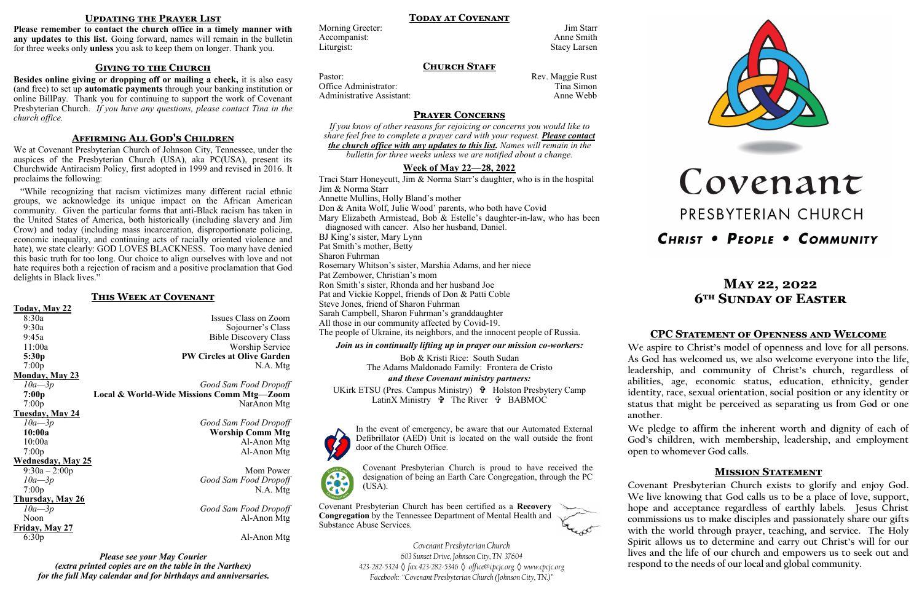## Updating the Prayer List

**Please remember to contact the church office in a timely manner with any updates to this list.** Going forward, names will remain in the bulletin for three weeks only **unless** you ask to keep them on longer. Thank you.

## Giving to the Church

**Besides online giving or dropping off or mailing a check,** it is also easy (and free) to set up **automatic payments** through your banking institution or online BillPay. Thank you for continuing to support the work of Covenant Presbyterian Church. *If you have any questions, please contact Tina in the church office.*

## Affirming All God's Children

We at Covenant Presbyterian Church of Johnson City, Tennessee, under the auspices of the Presbyterian Church (USA), aka PC(USA), present its Churchwide Antiracism Policy, first adopted in 1999 and revised in 2016. It proclaims the following:

"While recognizing that racism victimizes many different racial ethnic groups, we acknowledge its unique impact on the African American community. Given the particular forms that anti-Black racism has taken in the United States of America, both historically (including slavery and Jim Crow) and today (including mass incarceration, disproportionate policing, economic inequality, and continuing acts of racially oriented violence and hate), we state clearly: GOD LOVES BLACKNESS. Too many have denied this basic truth for too long. Our choice to align ourselves with love and not hate requires both a rejection of racism and a positive proclamation that God delights in Black lives."

## This Week at Covenant

**Today, May 22**

| | |
|---|---|
| 8:30a | Issues Class on Zoom |
| 9:30a | Sojourner's Class |
| 9:45a | Bible Discovery Class |
| 11:00a | Worship Service |
| **5:30p** | **PW Circles at Olive Garden** |
| 7:00p | N.A. Mtg |

**Monday, May 23**

| | |
|---|---|
| *10a—3p* | *Good Sam Food Dropoff* |
| **7:00p** | **Local & World-Wide Missions Comm Mtg—Zoom** |
| 7:00p | NarAnon Mtg |

**Tuesday, May 24**

| | |
|---|---|
| *10a—3p* | *Good Sam Food Dropoff* |
| **10:00a** | **Worship Comm Mtg** |
| 10:00a | Al-Anon Mtg |
| 7:00p | Al-Anon Mtg |

**Wednesday, May 25**

| | |
|---|---|
| 9:30a – 2:00p | Mom Power |
| *10a—3p* | *Good Sam Food Dropoff* |
| 7:00p | N.A. Mtg |

**Thursday, May 26**

| | |
|---|---|
| *10a—3p* | *Good Sam Food Dropoff* |
| Noon | Al-Anon Mtg |

**Friday, May 27**

| | |
|---|---|
| 6:30p | Al-Anon Mtg |

***Please see your May Courier (extra printed copies are on the table in the Narthex) for the full May calendar and for birthdays and anniversaries.***

## Today at Covenant

Morning Greeter: Jim Starr
Accompanist: Anne Smith
Liturgist: Stacy Larsen

## Church Staff

Pastor: Rev. Maggie Rust
Office Administrator: Tina Simon
Administrative Assistant: Anne Webb

## Prayer Concerns

*If you know of other reasons for rejoicing or concerns you would like to share feel free to complete a prayer card with your request.* ***Please contact the church office with any updates to this list.*** *Names will remain in the bulletin for three weeks unless we are notified about a change.*

**Week of May 22—28, 2022**

Traci Starr Honeycutt, Jim & Norma Starr's daughter, who is in the hospital
Jim & Norma Starr
Annette Mullins, Holly Bland's mother
Don & Anita Wolf, Julie Wood' parents, who both have Covid
Mary Elizabeth Armistead, Bob & Estelle's daughter-in-law, who has been diagnosed with cancer. Also her husband, Daniel.
BJ King's sister, Mary Lynn
Pat Smith's mother, Betty
Sharon Fuhrman
Rosemary Whitson's sister, Marshia Adams, and her niece
Pat Zembower, Christian's mom
Ron Smith's sister, Rhonda and her husband Joe
Pat and Vickie Koppel, friends of Don & Patti Coble
Steve Jones, friend of Sharon Fuhrman
Sarah Campbell, Sharon Fuhrman's granddaughter
All those in our community affected by Covid-19.
The people of Ukraine, its neighbors, and the innocent people of Russia.

***Join us in continually lifting up in prayer our mission co-workers:***

Bob & Kristi Rice: South Sudan
The Adams Maldonado Family: Frontera de Cristo

***and these Covenant ministry partners:***

UKirk ETSU (Pres. Campus Ministry) ✞ Holston Presbytery Camp
LatinX Ministry ✞ The River ✞ BABMOC

In the event of emergency, be aware that our Automated External Defibrillator (AED) Unit is located on the wall outside the front door of the Church Office.

Covenant Presbyterian Church is proud to have received the designation of being an Earth Care Congregation, through the PC (USA).

Covenant Presbyterian Church has been certified as a **Recovery Congregation** by the Tennessee Department of Mental Health and Substance Abuse Services.

*Covenant Presbyterian Church*
*603 Sunset Drive, Johnson City, TN 37604*
*423-282-5324 ◊ fax 423-282-5346 ◊ office@cpcjc.org ◊ www.cpcjc.org*
*Facebook: "Covenant Presbyterian Church (Johnson City, TN.)"*

# Covenant

PRESBYTERIAN CHURCH

***Christ • People • Community***

## May 22, 2022
## 6th Sunday of Easter

## CPC Statement of Openness and Welcome

We aspire to Christ's model of openness and love for all persons. As God has welcomed us, we also welcome everyone into the life, leadership, and community of Christ's church, regardless of abilities, age, economic status, education, ethnicity, gender identity, race, sexual orientation, social position or any identity or status that might be perceived as separating us from God or one another.

We pledge to affirm the inherent worth and dignity of each of God's children, with membership, leadership, and employment open to whomever God calls.

## Mission Statement

Covenant Presbyterian Church exists to glorify and enjoy God. We live knowing that God calls us to be a place of love, support, hope and acceptance regardless of earthly labels. Jesus Christ commissions us to make disciples and passionately share our gifts with the world through prayer, teaching, and service. The Holy Spirit allows us to determine and carry out Christ's will for our lives and the life of our church and empowers us to seek out and respond to the needs of our local and global community.